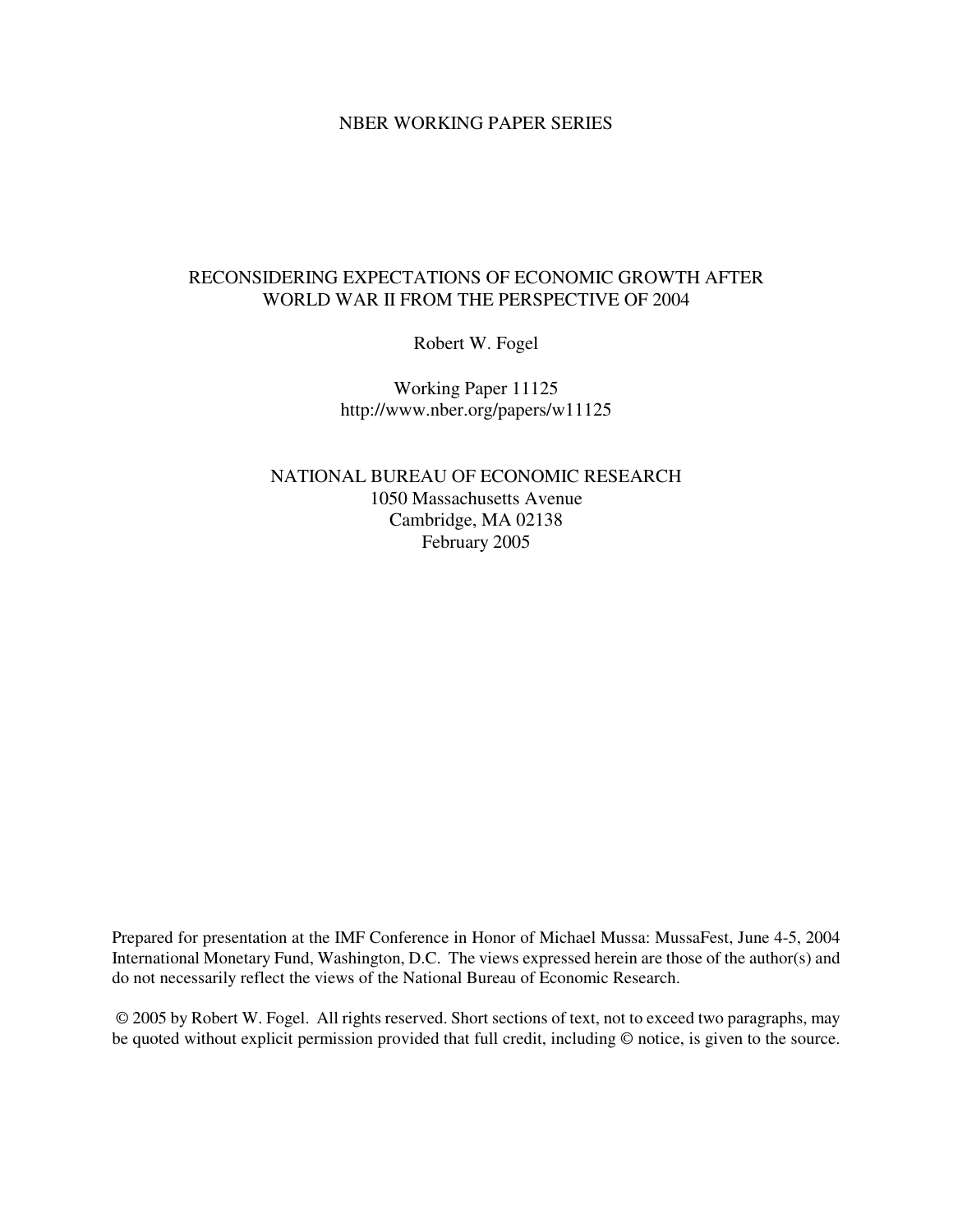NBER WORKING PAPER SERIES

# RECONSIDERING EXPECTATIONS OF ECONOMIC GROWTH AFTER WORLD WAR II FROM THE PERSPECTIVE OF 2004

Robert W. Fogel

Working Paper 11125
http://www.nber.org/papers/w11125

NATIONAL BUREAU OF ECONOMIC RESEARCH
1050 Massachusetts Avenue
Cambridge, MA 02138
February 2005

Prepared for presentation at the IMF Conference in Honor of Michael Mussa: MussaFest, June 4-5, 2004 International Monetary Fund, Washington, D.C. The views expressed herein are those of the author(s) and do not necessarily reflect the views of the National Bureau of Economic Research.

© 2005 by Robert W. Fogel. All rights reserved. Short sections of text, not to exceed two paragraphs, may be quoted without explicit permission provided that full credit, including © notice, is given to the source.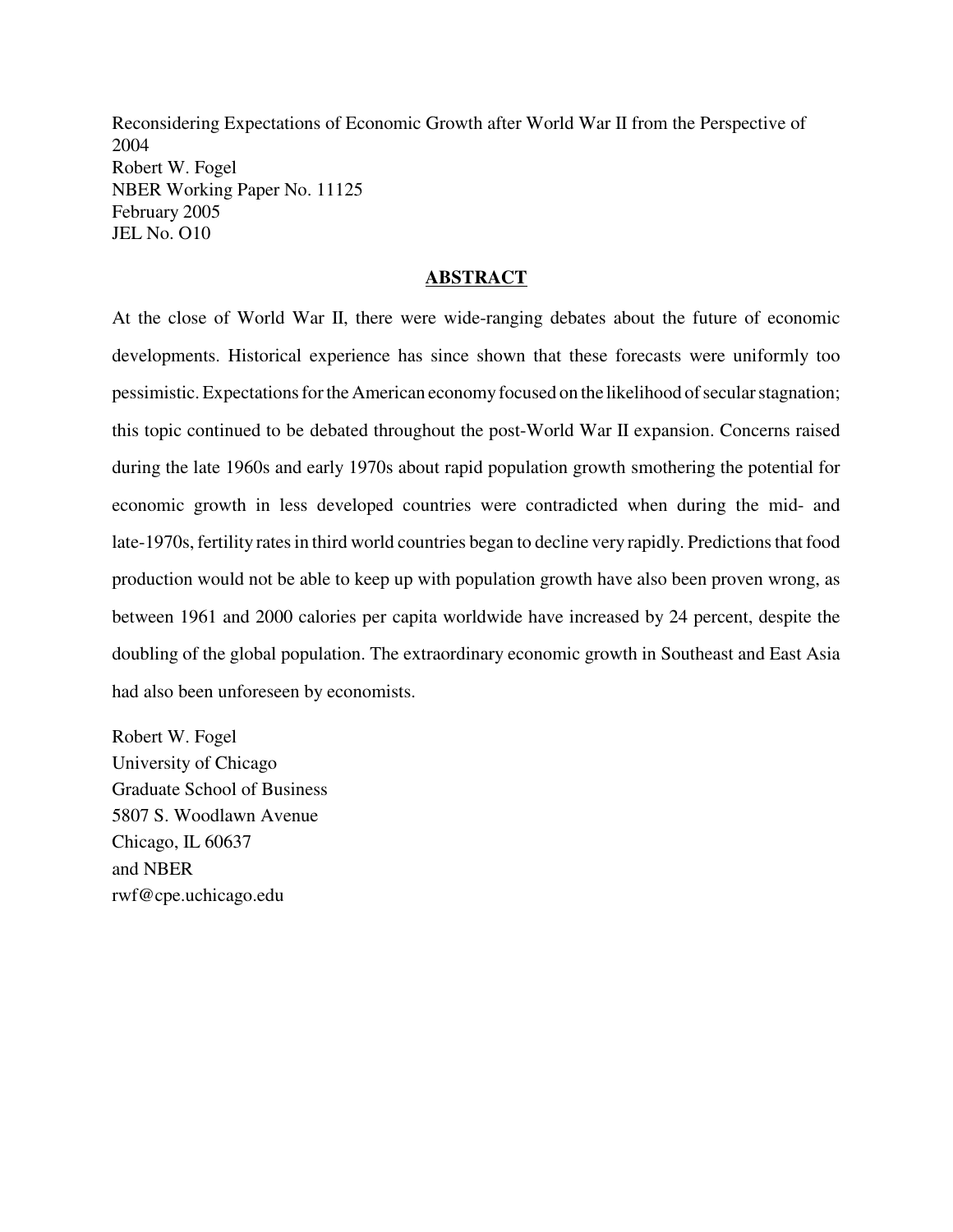Reconsidering Expectations of Economic Growth after World War II from the Perspective of 2004
Robert W. Fogel
NBER Working Paper No. 11125
February 2005
JEL No. O10

## ABSTRACT

At the close of World War II, there were wide-ranging debates about the future of economic developments. Historical experience has since shown that these forecasts were uniformly too pessimistic. Expectations for the American economy focused on the likelihood of secular stagnation; this topic continued to be debated throughout the post-World War II expansion. Concerns raised during the late 1960s and early 1970s about rapid population growth smothering the potential for economic growth in less developed countries were contradicted when during the mid- and late-1970s, fertility rates in third world countries began to decline very rapidly. Predictions that food production would not be able to keep up with population growth have also been proven wrong, as between 1961 and 2000 calories per capita worldwide have increased by 24 percent, despite the doubling of the global population. The extraordinary economic growth in Southeast and East Asia had also been unforeseen by economists.

Robert W. Fogel
University of Chicago
Graduate School of Business
5807 S. Woodlawn Avenue
Chicago, IL 60637
and NBER
rwf@cpe.uchicago.edu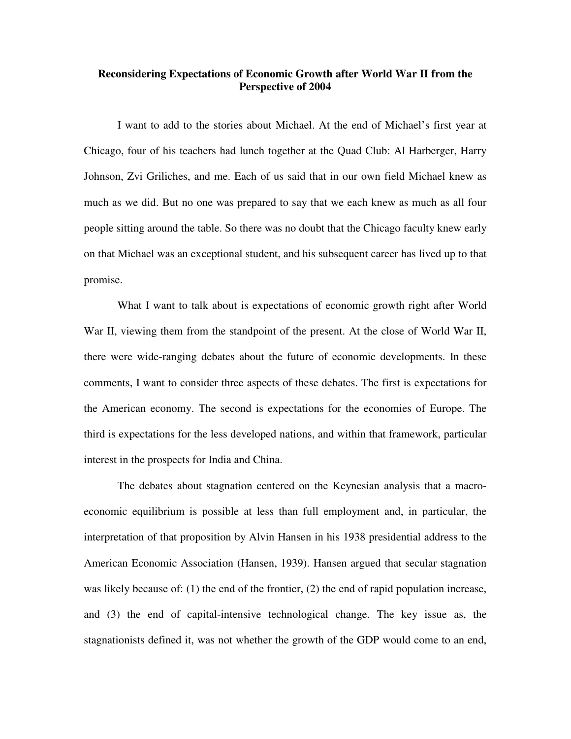**Reconsidering Expectations of Economic Growth after World War II from the Perspective of 2004**

I want to add to the stories about Michael. At the end of Michael's first year at Chicago, four of his teachers had lunch together at the Quad Club: Al Harberger, Harry Johnson, Zvi Griliches, and me. Each of us said that in our own field Michael knew as much as we did. But no one was prepared to say that we each knew as much as all four people sitting around the table. So there was no doubt that the Chicago faculty knew early on that Michael was an exceptional student, and his subsequent career has lived up to that promise.

What I want to talk about is expectations of economic growth right after World War II, viewing them from the standpoint of the present. At the close of World War II, there were wide-ranging debates about the future of economic developments. In these comments, I want to consider three aspects of these debates. The first is expectations for the American economy. The second is expectations for the economies of Europe. The third is expectations for the less developed nations, and within that framework, particular interest in the prospects for India and China.

The debates about stagnation centered on the Keynesian analysis that a macro-economic equilibrium is possible at less than full employment and, in particular, the interpretation of that proposition by Alvin Hansen in his 1938 presidential address to the American Economic Association (Hansen, 1939). Hansen argued that secular stagnation was likely because of: (1) the end of the frontier, (2) the end of rapid population increase, and (3) the end of capital-intensive technological change. The key issue as, the stagnationists defined it, was not whether the growth of the GDP would come to an end,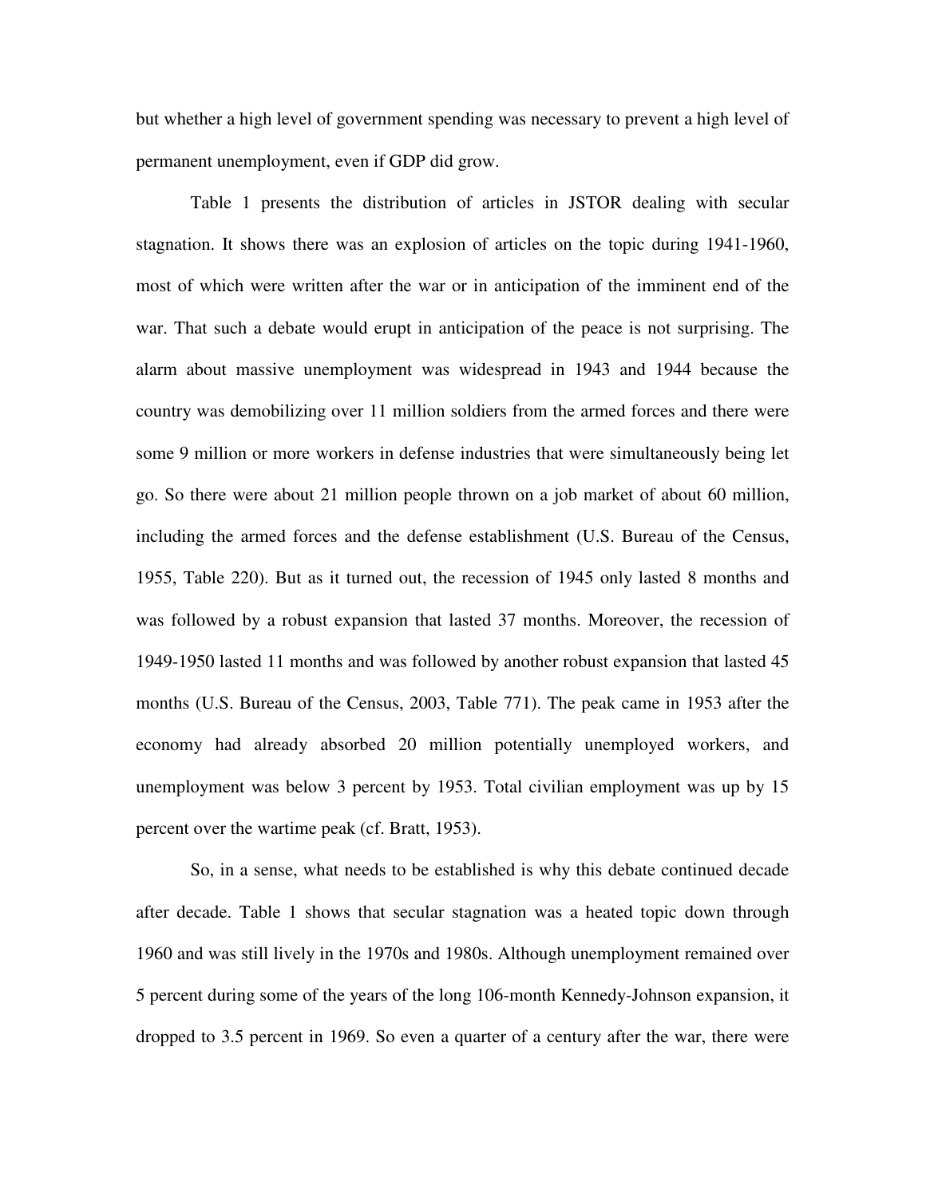but whether a high level of government spending was necessary to prevent a high level of permanent unemployment, even if GDP did grow.

Table 1 presents the distribution of articles in JSTOR dealing with secular stagnation. It shows there was an explosion of articles on the topic during 1941-1960, most of which were written after the war or in anticipation of the imminent end of the war. That such a debate would erupt in anticipation of the peace is not surprising. The alarm about massive unemployment was widespread in 1943 and 1944 because the country was demobilizing over 11 million soldiers from the armed forces and there were some 9 million or more workers in defense industries that were simultaneously being let go. So there were about 21 million people thrown on a job market of about 60 million, including the armed forces and the defense establishment (U.S. Bureau of the Census, 1955, Table 220). But as it turned out, the recession of 1945 only lasted 8 months and was followed by a robust expansion that lasted 37 months. Moreover, the recession of 1949-1950 lasted 11 months and was followed by another robust expansion that lasted 45 months (U.S. Bureau of the Census, 2003, Table 771). The peak came in 1953 after the economy had already absorbed 20 million potentially unemployed workers, and unemployment was below 3 percent by 1953. Total civilian employment was up by 15 percent over the wartime peak (cf. Bratt, 1953).

So, in a sense, what needs to be established is why this debate continued decade after decade. Table 1 shows that secular stagnation was a heated topic down through 1960 and was still lively in the 1970s and 1980s. Although unemployment remained over 5 percent during some of the years of the long 106-month Kennedy-Johnson expansion, it dropped to 3.5 percent in 1969. So even a quarter of a century after the war, there were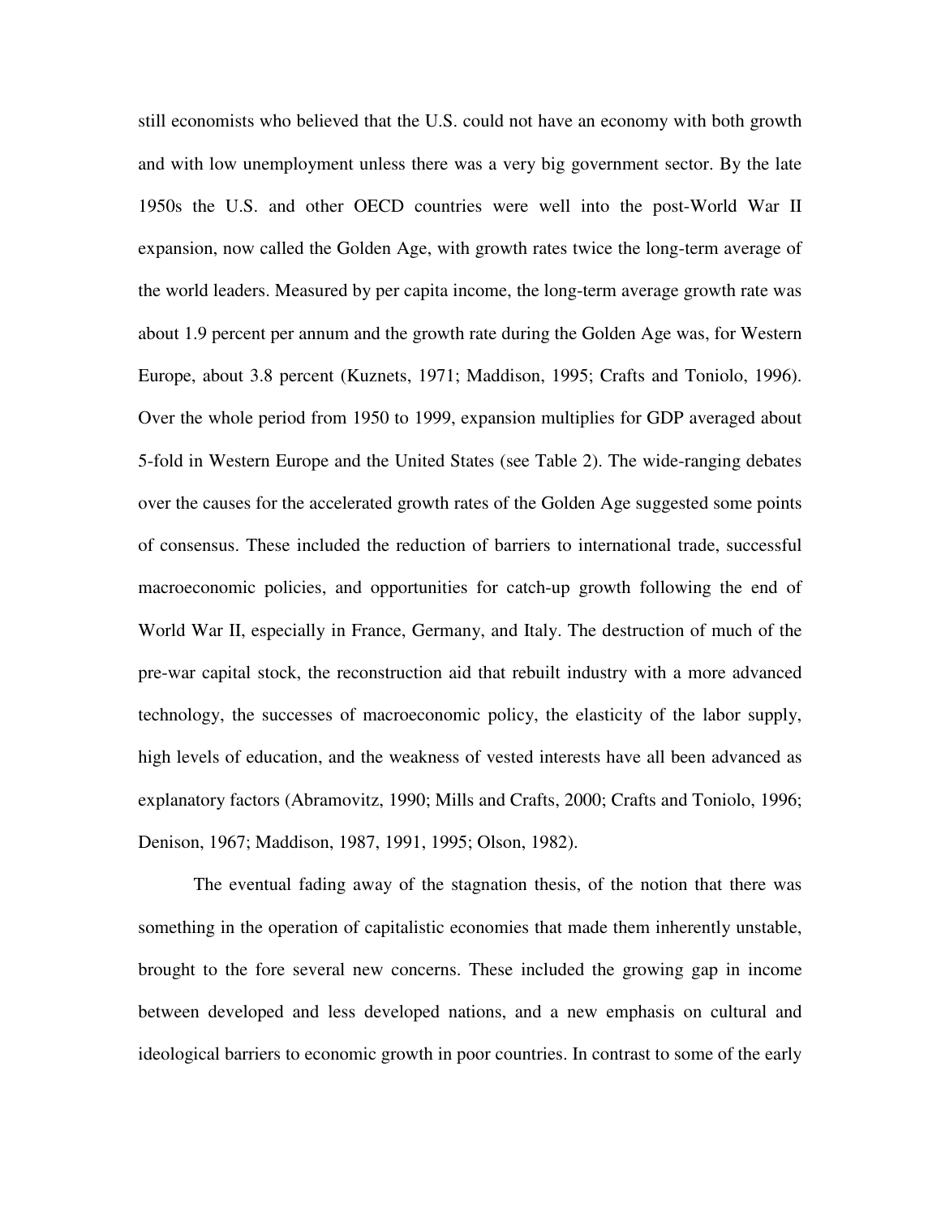still economists who believed that the U.S. could not have an economy with both growth and with low unemployment unless there was a very big government sector. By the late 1950s the U.S. and other OECD countries were well into the post-World War II expansion, now called the Golden Age, with growth rates twice the long-term average of the world leaders. Measured by per capita income, the long-term average growth rate was about 1.9 percent per annum and the growth rate during the Golden Age was, for Western Europe, about 3.8 percent (Kuznets, 1971; Maddison, 1995; Crafts and Toniolo, 1996). Over the whole period from 1950 to 1999, expansion multiplies for GDP averaged about 5-fold in Western Europe and the United States (see Table 2). The wide-ranging debates over the causes for the accelerated growth rates of the Golden Age suggested some points of consensus. These included the reduction of barriers to international trade, successful macroeconomic policies, and opportunities for catch-up growth following the end of World War II, especially in France, Germany, and Italy. The destruction of much of the pre-war capital stock, the reconstruction aid that rebuilt industry with a more advanced technology, the successes of macroeconomic policy, the elasticity of the labor supply, high levels of education, and the weakness of vested interests have all been advanced as explanatory factors (Abramovitz, 1990; Mills and Crafts, 2000; Crafts and Toniolo, 1996; Denison, 1967; Maddison, 1987, 1991, 1995; Olson, 1982).

The eventual fading away of the stagnation thesis, of the notion that there was something in the operation of capitalistic economies that made them inherently unstable, brought to the fore several new concerns. These included the growing gap in income between developed and less developed nations, and a new emphasis on cultural and ideological barriers to economic growth in poor countries. In contrast to some of the early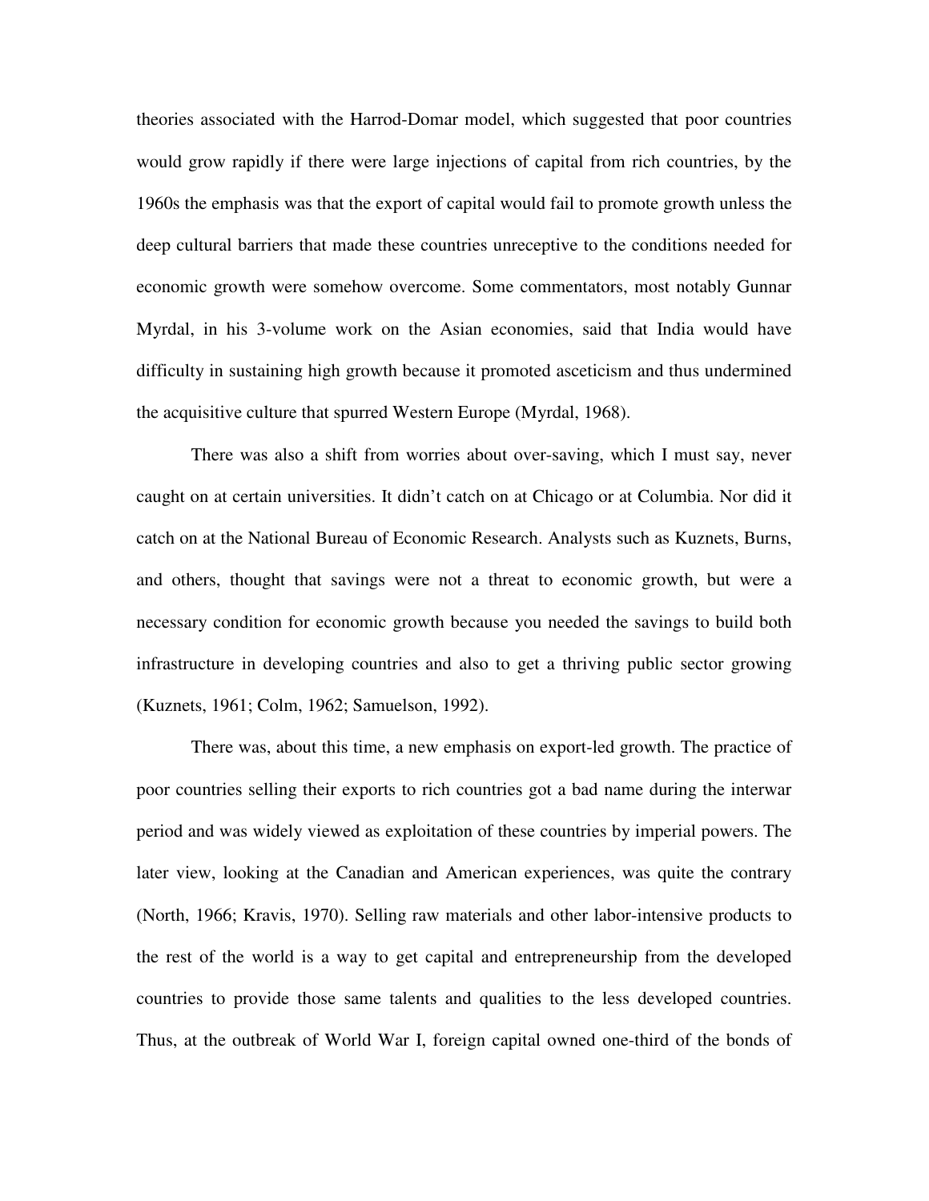theories associated with the Harrod-Domar model, which suggested that poor countries would grow rapidly if there were large injections of capital from rich countries, by the 1960s the emphasis was that the export of capital would fail to promote growth unless the deep cultural barriers that made these countries unreceptive to the conditions needed for economic growth were somehow overcome. Some commentators, most notably Gunnar Myrdal, in his 3-volume work on the Asian economies, said that India would have difficulty in sustaining high growth because it promoted asceticism and thus undermined the acquisitive culture that spurred Western Europe (Myrdal, 1968).

There was also a shift from worries about over-saving, which I must say, never caught on at certain universities. It didn't catch on at Chicago or at Columbia. Nor did it catch on at the National Bureau of Economic Research. Analysts such as Kuznets, Burns, and others, thought that savings were not a threat to economic growth, but were a necessary condition for economic growth because you needed the savings to build both infrastructure in developing countries and also to get a thriving public sector growing (Kuznets, 1961; Colm, 1962; Samuelson, 1992).

There was, about this time, a new emphasis on export-led growth. The practice of poor countries selling their exports to rich countries got a bad name during the interwar period and was widely viewed as exploitation of these countries by imperial powers. The later view, looking at the Canadian and American experiences, was quite the contrary (North, 1966; Kravis, 1970). Selling raw materials and other labor-intensive products to the rest of the world is a way to get capital and entrepreneurship from the developed countries to provide those same talents and qualities to the less developed countries. Thus, at the outbreak of World War I, foreign capital owned one-third of the bonds of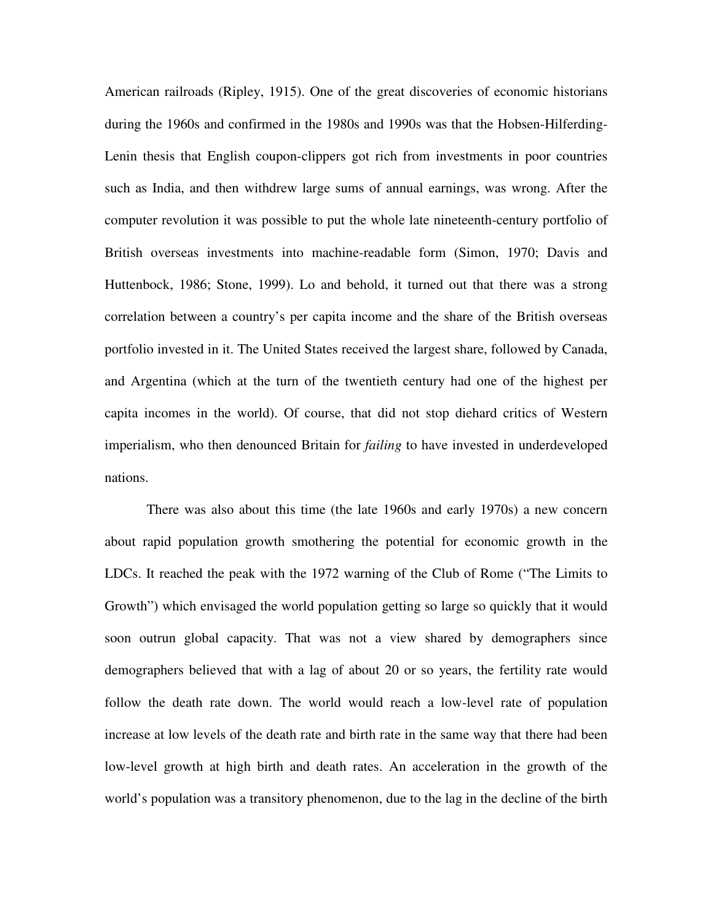American railroads (Ripley, 1915). One of the great discoveries of economic historians during the 1960s and confirmed in the 1980s and 1990s was that the Hobsen-Hilferding-Lenin thesis that English coupon-clippers got rich from investments in poor countries such as India, and then withdrew large sums of annual earnings, was wrong. After the computer revolution it was possible to put the whole late nineteenth-century portfolio of British overseas investments into machine-readable form (Simon, 1970; Davis and Huttenbock, 1986; Stone, 1999). Lo and behold, it turned out that there was a strong correlation between a country's per capita income and the share of the British overseas portfolio invested in it. The United States received the largest share, followed by Canada, and Argentina (which at the turn of the twentieth century had one of the highest per capita incomes in the world). Of course, that did not stop diehard critics of Western imperialism, who then denounced Britain for *failing* to have invested in underdeveloped nations.

There was also about this time (the late 1960s and early 1970s) a new concern about rapid population growth smothering the potential for economic growth in the LDCs. It reached the peak with the 1972 warning of the Club of Rome ("The Limits to Growth") which envisaged the world population getting so large so quickly that it would soon outrun global capacity. That was not a view shared by demographers since demographers believed that with a lag of about 20 or so years, the fertility rate would follow the death rate down. The world would reach a low-level rate of population increase at low levels of the death rate and birth rate in the same way that there had been low-level growth at high birth and death rates. An acceleration in the growth of the world's population was a transitory phenomenon, due to the lag in the decline of the birth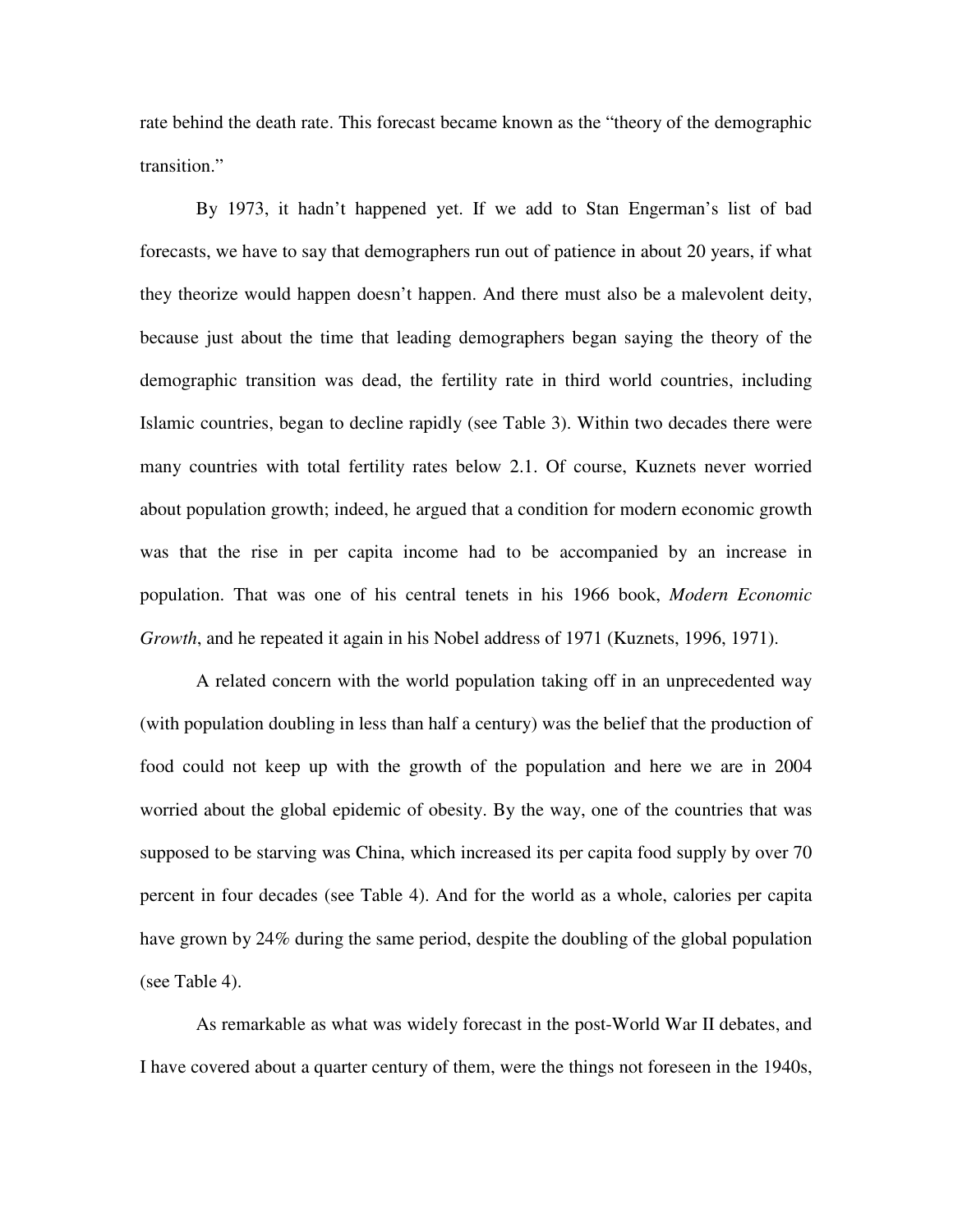rate behind the death rate. This forecast became known as the "theory of the demographic transition."

By 1973, it hadn't happened yet. If we add to Stan Engerman's list of bad forecasts, we have to say that demographers run out of patience in about 20 years, if what they theorize would happen doesn't happen. And there must also be a malevolent deity, because just about the time that leading demographers began saying the theory of the demographic transition was dead, the fertility rate in third world countries, including Islamic countries, began to decline rapidly (see Table 3). Within two decades there were many countries with total fertility rates below 2.1. Of course, Kuznets never worried about population growth; indeed, he argued that a condition for modern economic growth was that the rise in per capita income had to be accompanied by an increase in population. That was one of his central tenets in his 1966 book, *Modern Economic Growth*, and he repeated it again in his Nobel address of 1971 (Kuznets, 1996, 1971).

A related concern with the world population taking off in an unprecedented way (with population doubling in less than half a century) was the belief that the production of food could not keep up with the growth of the population and here we are in 2004 worried about the global epidemic of obesity. By the way, one of the countries that was supposed to be starving was China, which increased its per capita food supply by over 70 percent in four decades (see Table 4). And for the world as a whole, calories per capita have grown by 24% during the same period, despite the doubling of the global population (see Table 4).

As remarkable as what was widely forecast in the post-World War II debates, and I have covered about a quarter century of them, were the things not foreseen in the 1940s,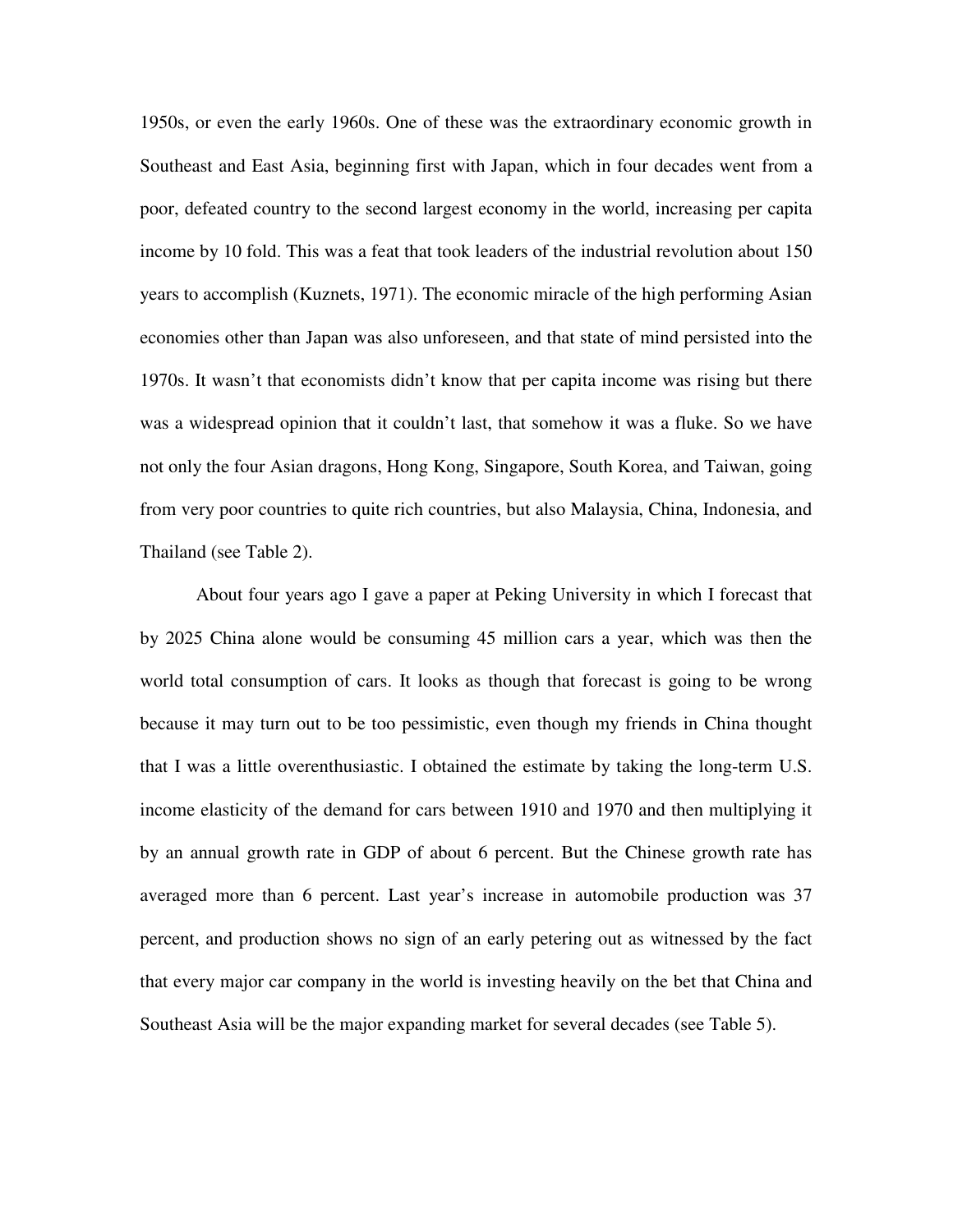1950s, or even the early 1960s. One of these was the extraordinary economic growth in Southeast and East Asia, beginning first with Japan, which in four decades went from a poor, defeated country to the second largest economy in the world, increasing per capita income by 10 fold. This was a feat that took leaders of the industrial revolution about 150 years to accomplish (Kuznets, 1971). The economic miracle of the high performing Asian economies other than Japan was also unforeseen, and that state of mind persisted into the 1970s. It wasn't that economists didn't know that per capita income was rising but there was a widespread opinion that it couldn't last, that somehow it was a fluke. So we have not only the four Asian dragons, Hong Kong, Singapore, South Korea, and Taiwan, going from very poor countries to quite rich countries, but also Malaysia, China, Indonesia, and Thailand (see Table 2).

About four years ago I gave a paper at Peking University in which I forecast that by 2025 China alone would be consuming 45 million cars a year, which was then the world total consumption of cars. It looks as though that forecast is going to be wrong because it may turn out to be too pessimistic, even though my friends in China thought that I was a little overenthusiastic. I obtained the estimate by taking the long-term U.S. income elasticity of the demand for cars between 1910 and 1970 and then multiplying it by an annual growth rate in GDP of about 6 percent. But the Chinese growth rate has averaged more than 6 percent. Last year's increase in automobile production was 37 percent, and production shows no sign of an early petering out as witnessed by the fact that every major car company in the world is investing heavily on the bet that China and Southeast Asia will be the major expanding market for several decades (see Table 5).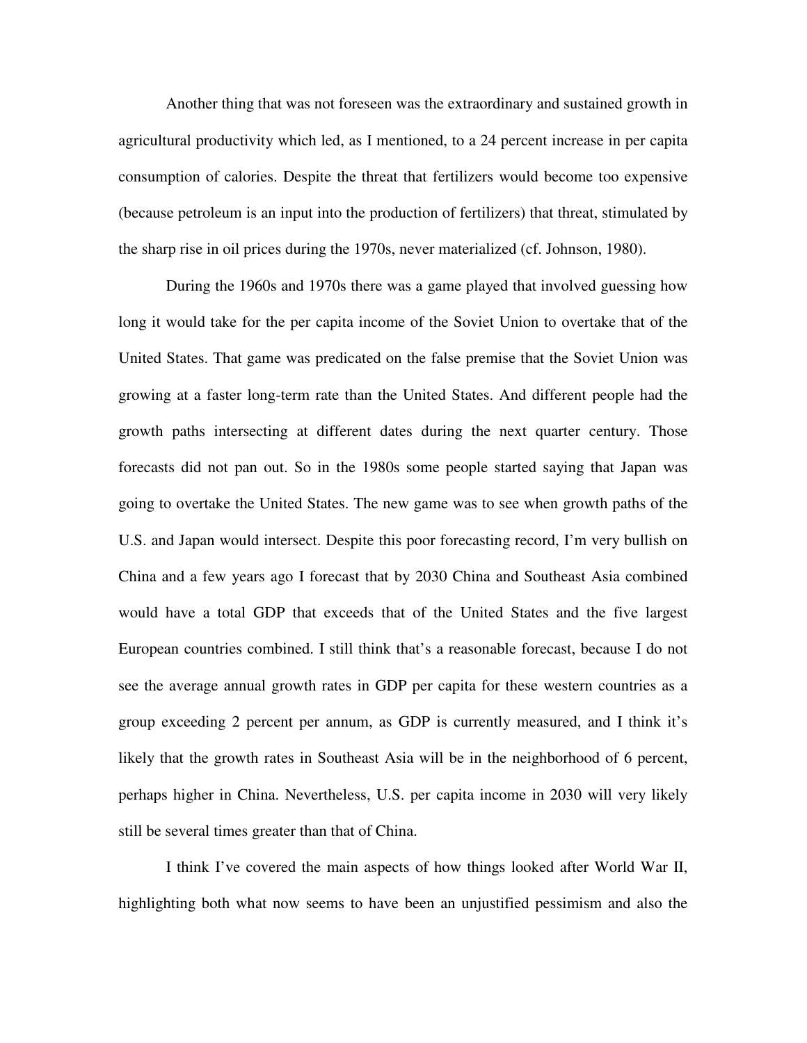Another thing that was not foreseen was the extraordinary and sustained growth in agricultural productivity which led, as I mentioned, to a 24 percent increase in per capita consumption of calories. Despite the threat that fertilizers would become too expensive (because petroleum is an input into the production of fertilizers) that threat, stimulated by the sharp rise in oil prices during the 1970s, never materialized (cf. Johnson, 1980).

During the 1960s and 1970s there was a game played that involved guessing how long it would take for the per capita income of the Soviet Union to overtake that of the United States. That game was predicated on the false premise that the Soviet Union was growing at a faster long-term rate than the United States. And different people had the growth paths intersecting at different dates during the next quarter century. Those forecasts did not pan out. So in the 1980s some people started saying that Japan was going to overtake the United States. The new game was to see when growth paths of the U.S. and Japan would intersect. Despite this poor forecasting record, I'm very bullish on China and a few years ago I forecast that by 2030 China and Southeast Asia combined would have a total GDP that exceeds that of the United States and the five largest European countries combined. I still think that's a reasonable forecast, because I do not see the average annual growth rates in GDP per capita for these western countries as a group exceeding 2 percent per annum, as GDP is currently measured, and I think it's likely that the growth rates in Southeast Asia will be in the neighborhood of 6 percent, perhaps higher in China. Nevertheless, U.S. per capita income in 2030 will very likely still be several times greater than that of China.

I think I've covered the main aspects of how things looked after World War II, highlighting both what now seems to have been an unjustified pessimism and also the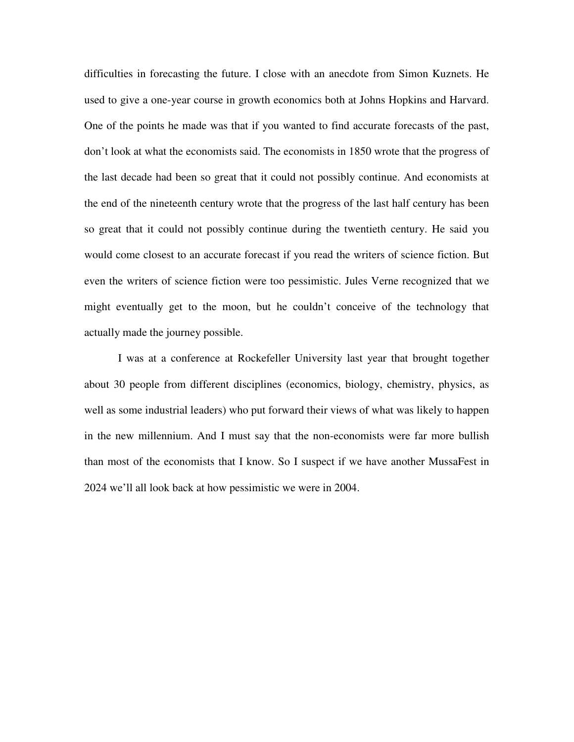difficulties in forecasting the future. I close with an anecdote from Simon Kuznets. He used to give a one-year course in growth economics both at Johns Hopkins and Harvard. One of the points he made was that if you wanted to find accurate forecasts of the past, don't look at what the economists said. The economists in 1850 wrote that the progress of the last decade had been so great that it could not possibly continue. And economists at the end of the nineteenth century wrote that the progress of the last half century has been so great that it could not possibly continue during the twentieth century. He said you would come closest to an accurate forecast if you read the writers of science fiction. But even the writers of science fiction were too pessimistic. Jules Verne recognized that we might eventually get to the moon, but he couldn't conceive of the technology that actually made the journey possible.

I was at a conference at Rockefeller University last year that brought together about 30 people from different disciplines (economics, biology, chemistry, physics, as well as some industrial leaders) who put forward their views of what was likely to happen in the new millennium. And I must say that the non-economists were far more bullish than most of the economists that I know. So I suspect if we have another MussaFest in 2024 we'll all look back at how pessimistic we were in 2004.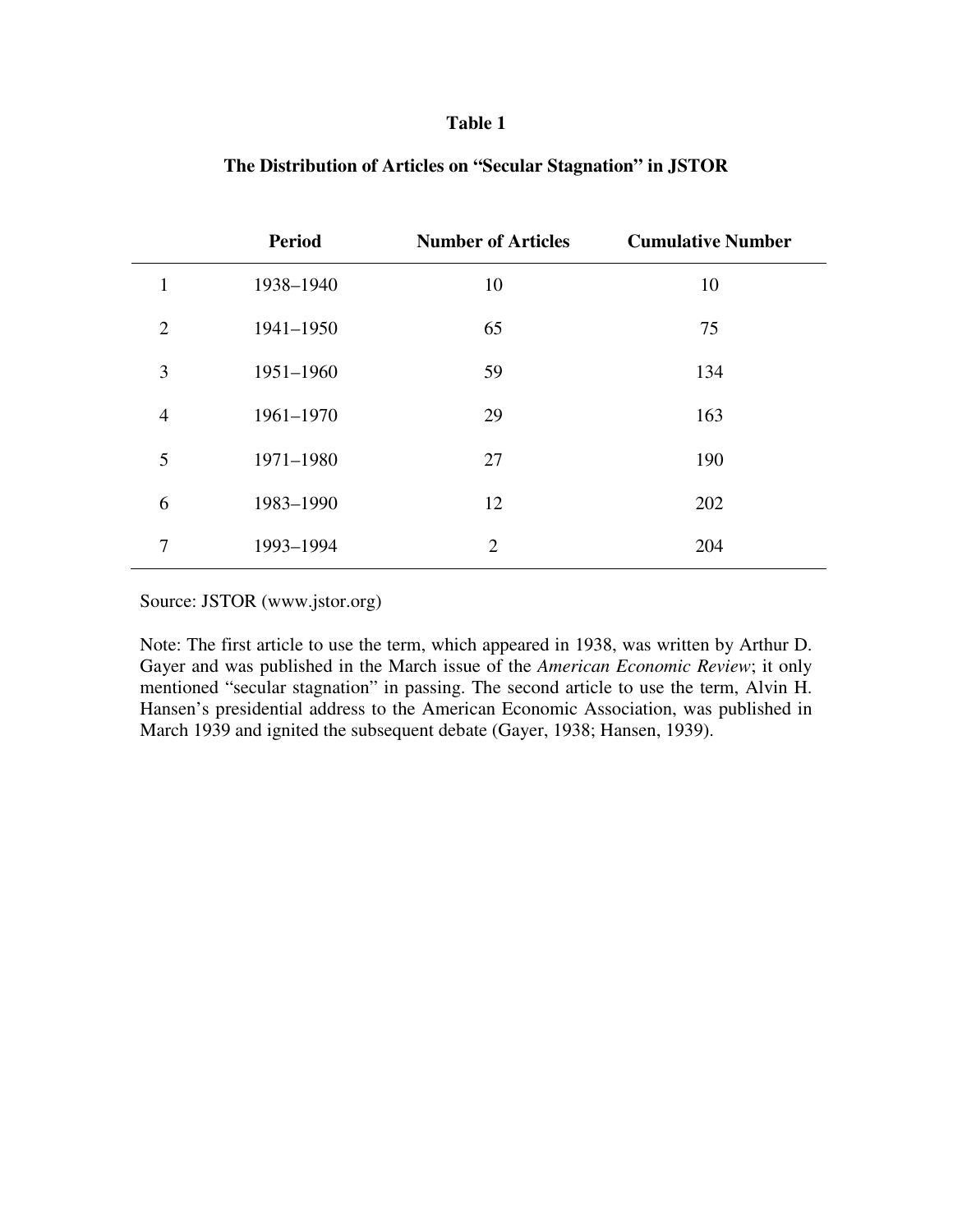**Table 1**

**The Distribution of Articles on "Secular Stagnation" in JSTOR**

| | Period | Number of Articles | Cumulative Number |
|---|---|---|---|
| 1 | 1938–1940 | 10 | 10 |
| 2 | 1941–1950 | 65 | 75 |
| 3 | 1951–1960 | 59 | 134 |
| 4 | 1961–1970 | 29 | 163 |
| 5 | 1971–1980 | 27 | 190 |
| 6 | 1983–1990 | 12 | 202 |
| 7 | 1993–1994 | 2 | 204 |

Source: JSTOR (www.jstor.org)

Note: The first article to use the term, which appeared in 1938, was written by Arthur D. Gayer and was published in the March issue of the *American Economic Review*; it only mentioned "secular stagnation" in passing. The second article to use the term, Alvin H. Hansen's presidential address to the American Economic Association, was published in March 1939 and ignited the subsequent debate (Gayer, 1938; Hansen, 1939).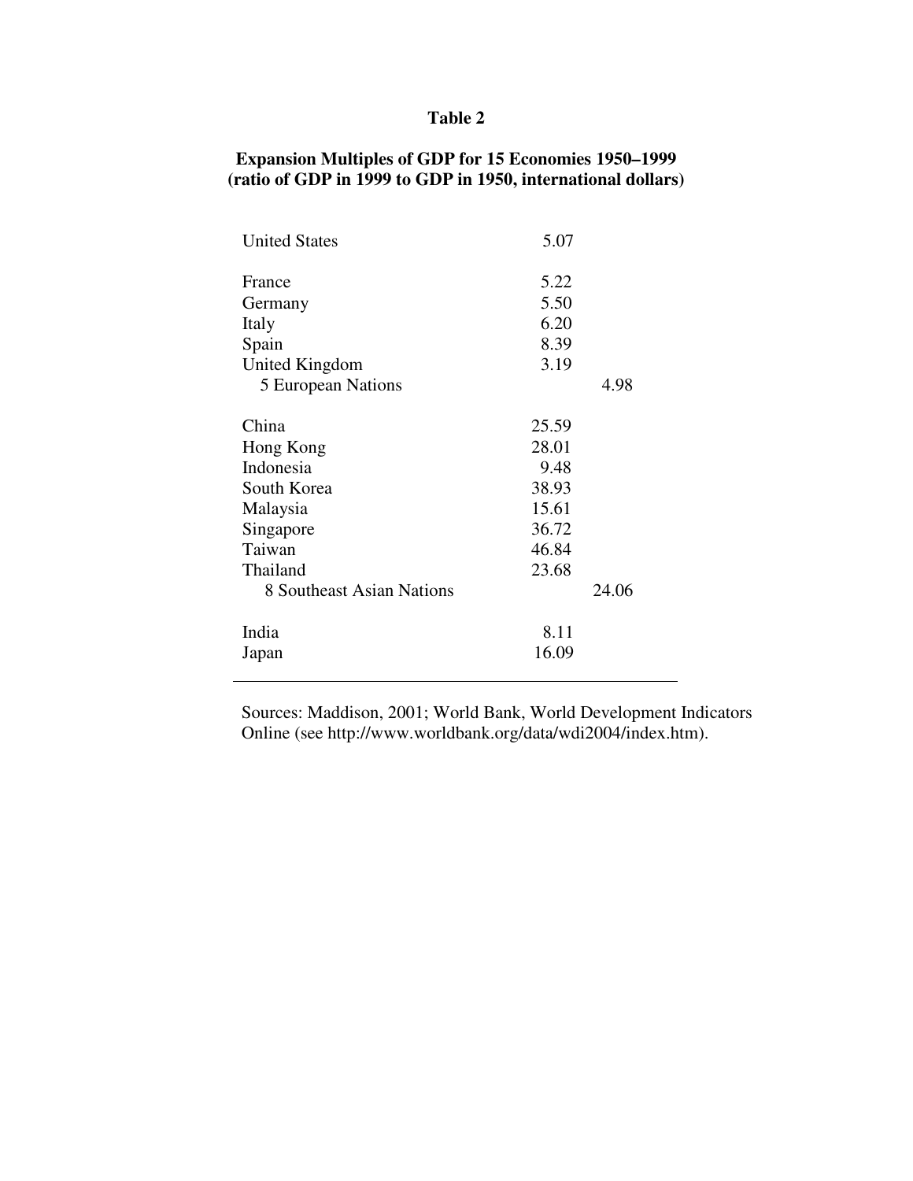**Table 2**

**Expansion Multiples of GDP for 15 Economies 1950–1999**
**(ratio of GDP in 1999 to GDP in 1950, international dollars)**

| | | |
|---|---|---|
| United States | 5.07 | |
| France | 5.22 | |
| Germany | 5.50 | |
| Italy | 6.20 | |
| Spain | 8.39 | |
| United Kingdom | 3.19 | |
| 5 European Nations | | 4.98 |
| China | 25.59 | |
| Hong Kong | 28.01 | |
| Indonesia | 9.48 | |
| South Korea | 38.93 | |
| Malaysia | 15.61 | |
| Singapore | 36.72 | |
| Taiwan | 46.84 | |
| Thailand | 23.68 | |
| 8 Southeast Asian Nations | | 24.06 |
| India | 8.11 | |
| Japan | 16.09 | |

Sources: Maddison, 2001; World Bank, World Development Indicators Online (see http://www.worldbank.org/data/wdi2004/index.htm).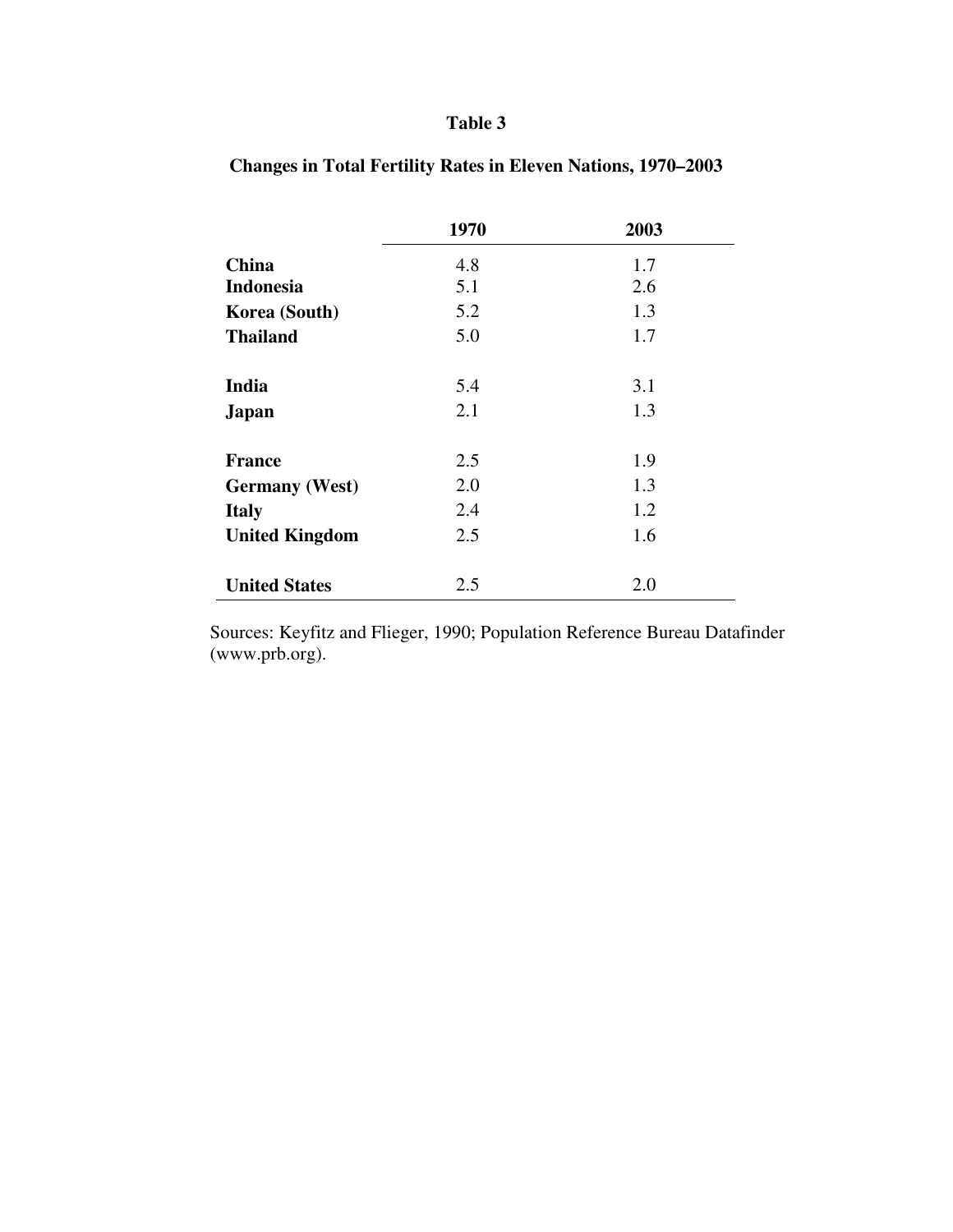**Table 3**

**Changes in Total Fertility Rates in Eleven Nations, 1970–2003**

| | 1970 | 2003 |
|---|---|---|
| **China** | 4.8 | 1.7 |
| **Indonesia** | 5.1 | 2.6 |
| **Korea (South)** | 5.2 | 1.3 |
| **Thailand** | 5.0 | 1.7 |
| **India** | 5.4 | 3.1 |
| **Japan** | 2.1 | 1.3 |
| **France** | 2.5 | 1.9 |
| **Germany (West)** | 2.0 | 1.3 |
| **Italy** | 2.4 | 1.2 |
| **United Kingdom** | 2.5 | 1.6 |
| **United States** | 2.5 | 2.0 |

Sources: Keyfitz and Flieger, 1990; Population Reference Bureau Datafinder (www.prb.org).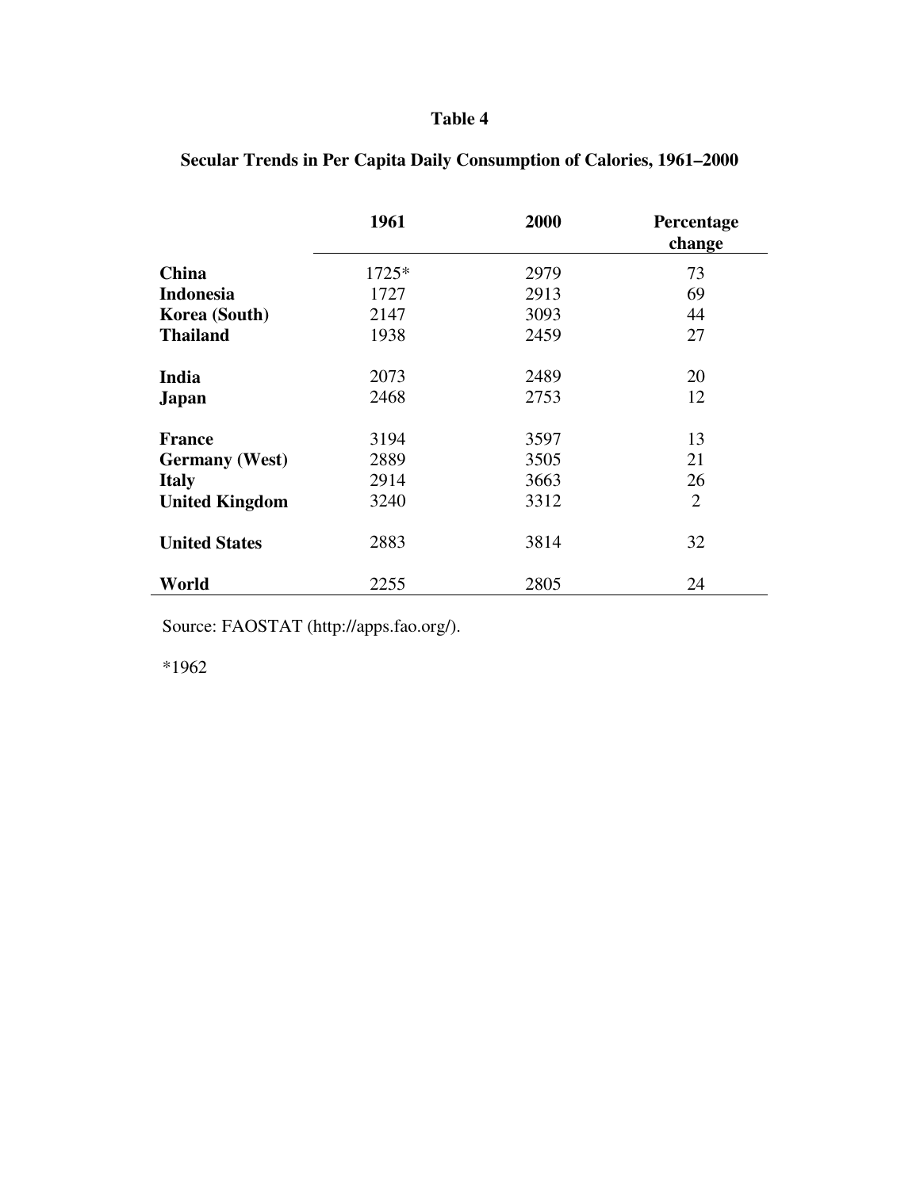**Table 4**

**Secular Trends in Per Capita Daily Consumption of Calories, 1961–2000**

| | 1961 | 2000 | Percentage change |
|---|---|---|---|
| **China** | 1725* | 2979 | 73 |
| **Indonesia** | 1727 | 2913 | 69 |
| **Korea (South)** | 2147 | 3093 | 44 |
| **Thailand** | 1938 | 2459 | 27 |
| **India** | 2073 | 2489 | 20 |
| **Japan** | 2468 | 2753 | 12 |
| **France** | 3194 | 3597 | 13 |
| **Germany (West)** | 2889 | 3505 | 21 |
| **Italy** | 2914 | 3663 | 26 |
| **United Kingdom** | 3240 | 3312 | 2 |
| **United States** | 2883 | 3814 | 32 |
| **World** | 2255 | 2805 | 24 |

Source: FAOSTAT (http://apps.fao.org/).

*1962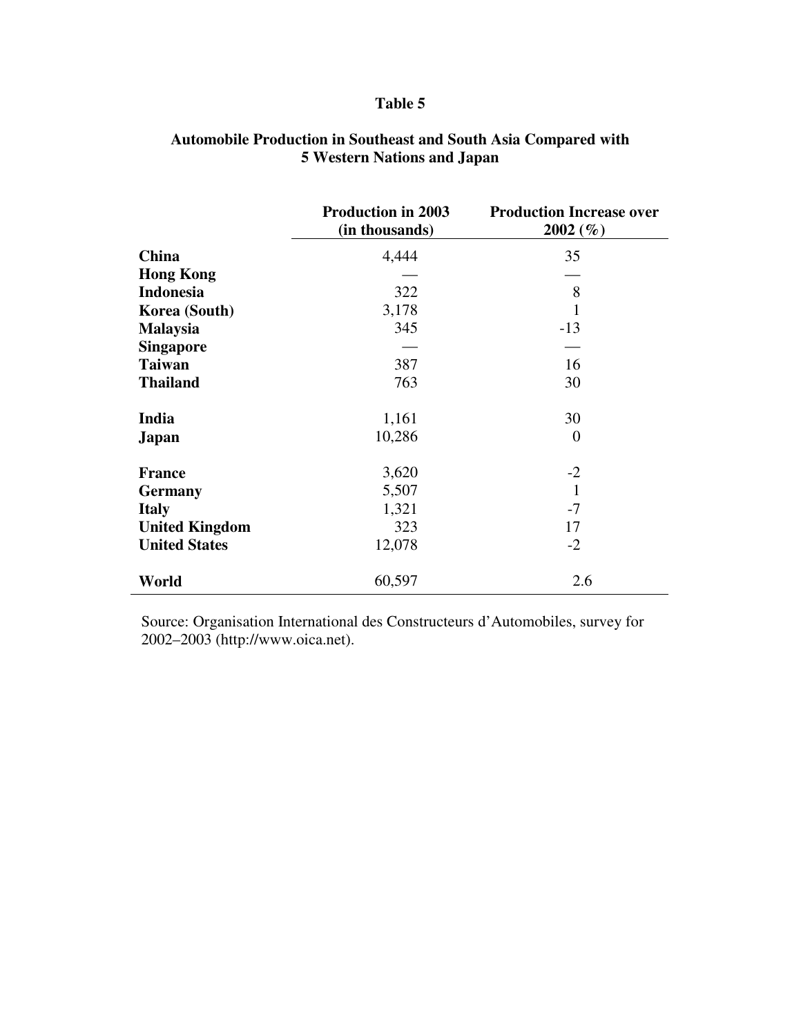## Table 5

### Automobile Production in Southeast and South Asia Compared with 5 Western Nations and Japan

| | Production in 2003 (in thousands) | Production Increase over 2002 (%) |
|---|---|---|
| **China** | 4,444 | 35 |
| **Hong Kong** | — | — |
| **Indonesia** | 322 | 8 |
| **Korea (South)** | 3,178 | 1 |
| **Malaysia** | 345 | -13 |
| **Singapore** | — | — |
| **Taiwan** | 387 | 16 |
| **Thailand** | 763 | 30 |
| **India** | 1,161 | 30 |
| **Japan** | 10,286 | 0 |
| **France** | 3,620 | -2 |
| **Germany** | 5,507 | 1 |
| **Italy** | 1,321 | -7 |
| **United Kingdom** | 323 | 17 |
| **United States** | 12,078 | -2 |
| **World** | 60,597 | 2.6 |

Source: Organisation International des Constructeurs d'Automobiles, survey for 2002–2003 (http://www.oica.net).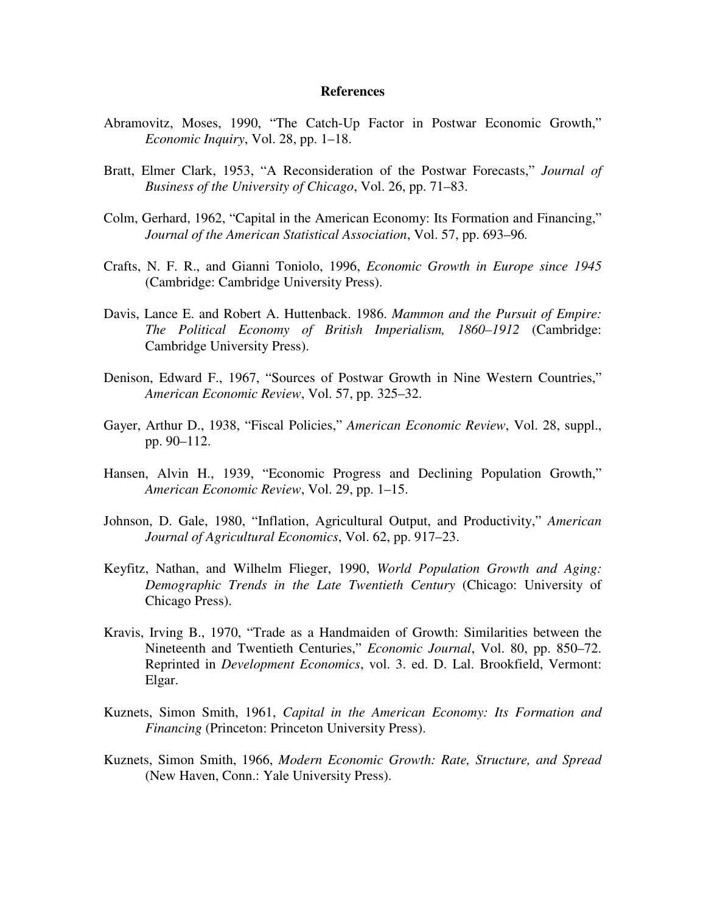## References

Abramovitz, Moses, 1990, "The Catch-Up Factor in Postwar Economic Growth," *Economic Inquiry*, Vol. 28, pp. 1–18.

Bratt, Elmer Clark, 1953, "A Reconsideration of the Postwar Forecasts," *Journal of Business of the University of Chicago*, Vol. 26, pp. 71–83.

Colm, Gerhard, 1962, "Capital in the American Economy: Its Formation and Financing," *Journal of the American Statistical Association*, Vol. 57, pp. 693–96*.*

Crafts, N. F. R., and Gianni Toniolo, 1996, *Economic Growth in Europe since 1945* (Cambridge: Cambridge University Press).

Davis, Lance E. and Robert A. Huttenback. 1986. *Mammon and the Pursuit of Empire: The Political Economy of British Imperialism, 1860–1912* (Cambridge: Cambridge University Press).

Denison, Edward F., 1967, "Sources of Postwar Growth in Nine Western Countries," *American Economic Review*, Vol. 57, pp. 325–32.

Gayer, Arthur D., 1938, "Fiscal Policies," *American Economic Review*, Vol. 28, suppl., pp. 90–112.

Hansen, Alvin H., 1939, "Economic Progress and Declining Population Growth," *American Economic Review*, Vol. 29, pp. 1–15.

Johnson, D. Gale, 1980, "Inflation, Agricultural Output, and Productivity," *American Journal of Agricultural Economics*, Vol. 62, pp. 917–23.

Keyfitz, Nathan, and Wilhelm Flieger, 1990, *World Population Growth and Aging: Demographic Trends in the Late Twentieth Century* (Chicago: University of Chicago Press).

Kravis, Irving B., 1970, "Trade as a Handmaiden of Growth: Similarities between the Nineteenth and Twentieth Centuries," *Economic Journal*, Vol. 80, pp. 850–72. Reprinted in *Development Economics*, vol. 3. ed. D. Lal. Brookfield, Vermont: Elgar.

Kuznets, Simon Smith, 1961, *Capital in the American Economy: Its Formation and Financing* (Princeton: Princeton University Press).

Kuznets, Simon Smith, 1966, *Modern Economic Growth: Rate, Structure, and Spread* (New Haven, Conn.: Yale University Press).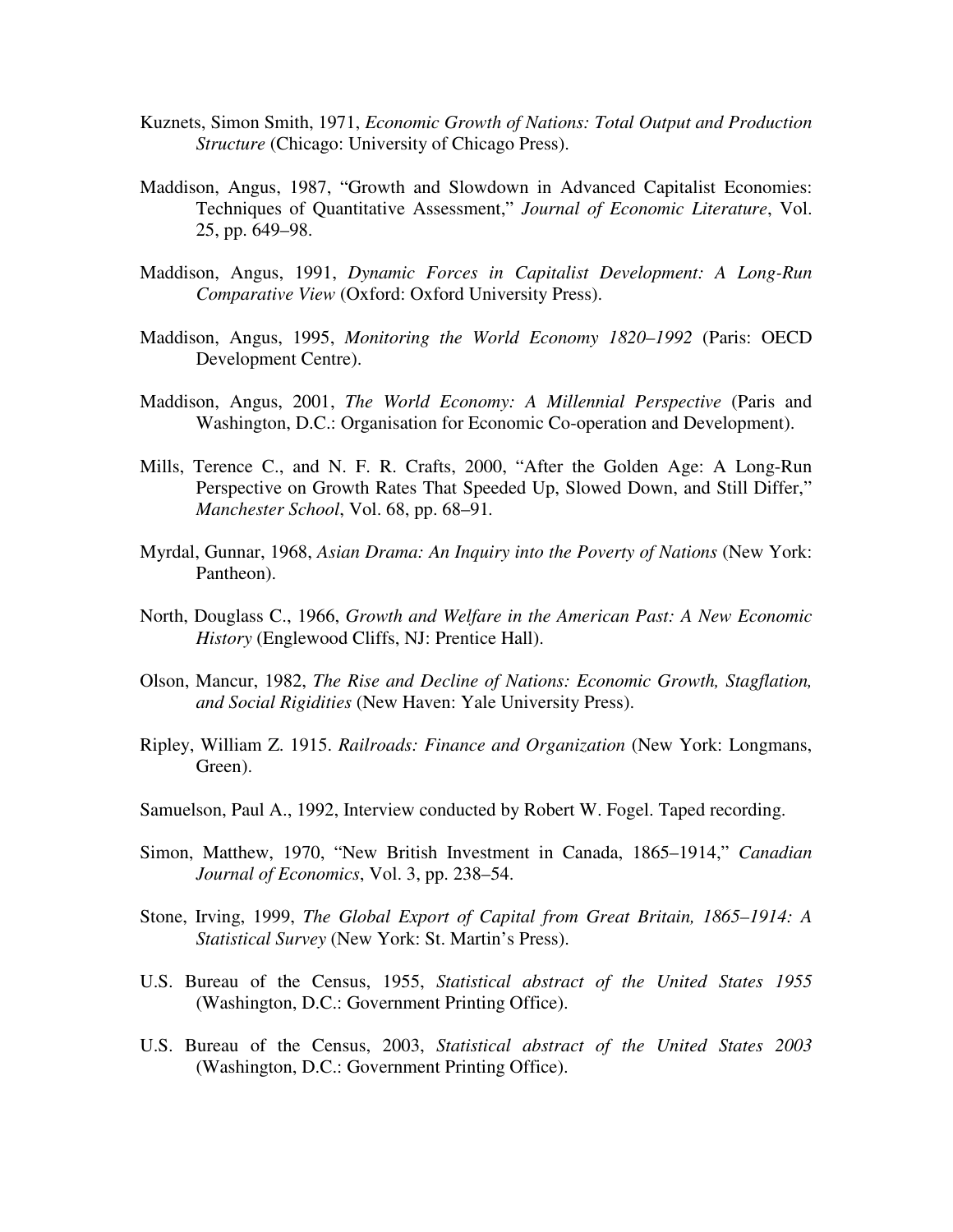Kuznets, Simon Smith, 1971, *Economic Growth of Nations: Total Output and Production Structure* (Chicago: University of Chicago Press).

Maddison, Angus, 1987, "Growth and Slowdown in Advanced Capitalist Economies: Techniques of Quantitative Assessment," *Journal of Economic Literature*, Vol. 25, pp. 649–98.

Maddison, Angus, 1991, *Dynamic Forces in Capitalist Development: A Long-Run Comparative View* (Oxford: Oxford University Press).

Maddison, Angus, 1995, *Monitoring the World Economy 1820–1992* (Paris: OECD Development Centre).

Maddison, Angus, 2001, *The World Economy: A Millennial Perspective* (Paris and Washington, D.C.: Organisation for Economic Co-operation and Development).

Mills, Terence C., and N. F. R. Crafts, 2000, "After the Golden Age: A Long-Run Perspective on Growth Rates That Speeded Up, Slowed Down, and Still Differ," *Manchester School*, Vol. 68, pp. 68–91.

Myrdal, Gunnar, 1968, *Asian Drama: An Inquiry into the Poverty of Nations* (New York: Pantheon).

North, Douglass C., 1966, *Growth and Welfare in the American Past: A New Economic History* (Englewood Cliffs, NJ: Prentice Hall).

Olson, Mancur, 1982, *The Rise and Decline of Nations: Economic Growth, Stagflation, and Social Rigidities* (New Haven: Yale University Press).

Ripley, William Z. 1915. *Railroads: Finance and Organization* (New York: Longmans, Green).

Samuelson, Paul A., 1992, Interview conducted by Robert W. Fogel. Taped recording.

Simon, Matthew, 1970, "New British Investment in Canada, 1865–1914," *Canadian Journal of Economics*, Vol. 3, pp. 238–54.

Stone, Irving, 1999, *The Global Export of Capital from Great Britain, 1865–1914: A Statistical Survey* (New York: St. Martin's Press).

U.S. Bureau of the Census, 1955, *Statistical abstract of the United States 1955* (Washington, D.C.: Government Printing Office).

U.S. Bureau of the Census, 2003, *Statistical abstract of the United States 2003* (Washington, D.C.: Government Printing Office).